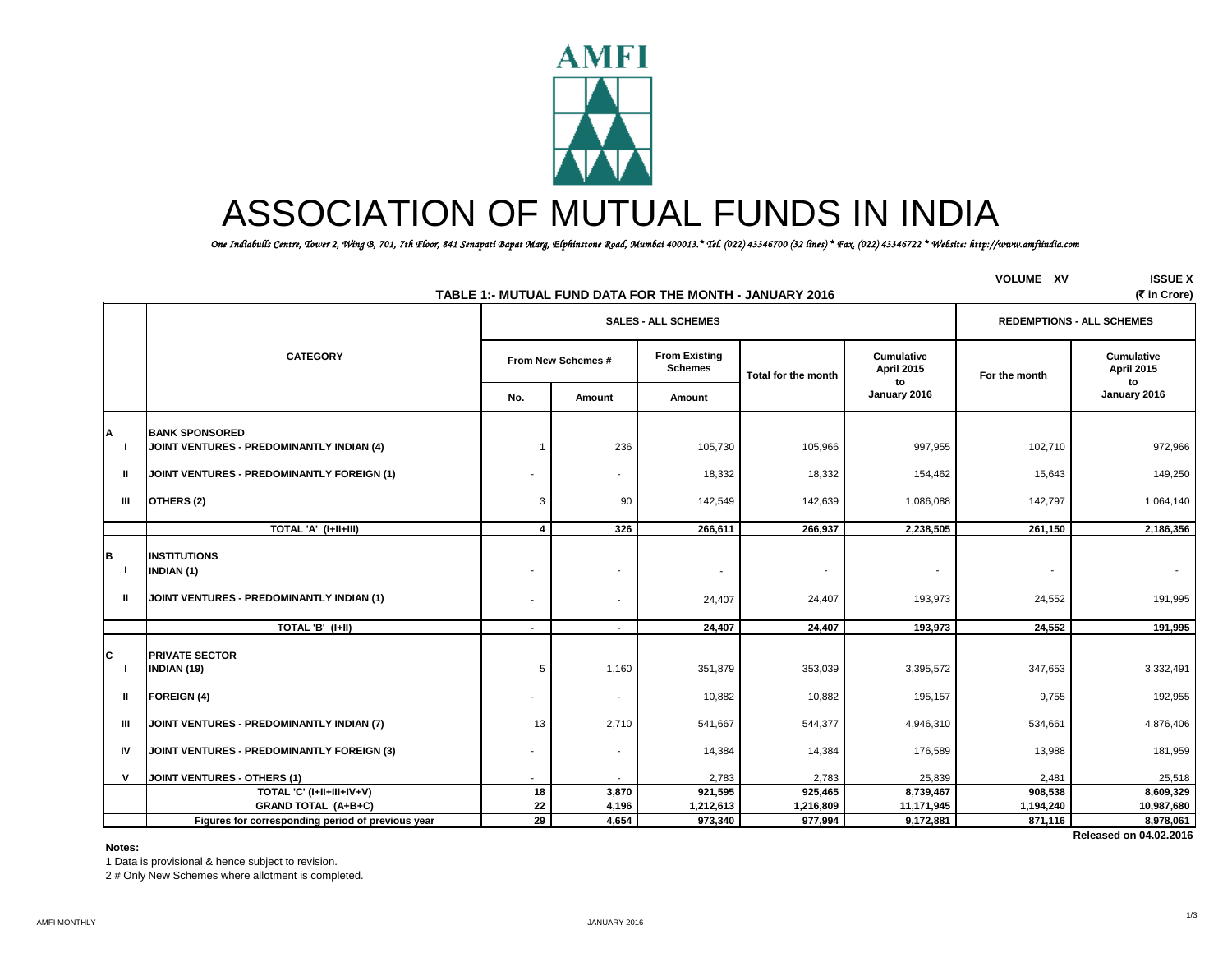# ASSOCIATION OF MUTUAL FUNDS IN INDIA

*One Indiabulls Centre, Tower 2, Wing B, 701, 7th Floor, 841 Senapati Bapat Marg, Elphinstone Road, Mumbai 400013.* Tel. (022) 43346700 (32 lines) * Fax. (022) 43346722 * Website: http://www.amfiindia.com*

VOLUME XV ISSUE X

**TABLE 1:- MUTUAL FUND DATA FOR THE MONTH - JANUARY 2016** (₹ in Crore)

| | CATEGORY | SALES - ALL SCHEMES | | | | | REDEMPTIONS - ALL SCHEMES | |
|---|---|---|---|---|---|---|---|---|
| | | From New Schemes # | | From Existing Schemes | Total for the month | Cumulative April 2015 to January 2016 | For the month | Cumulative April 2015 to January 2016 |
| | | No. | Amount | Amount | | | | |
| **A** | **BANK SPONSORED** | | | | | | | |
| I | **JOINT VENTURES - PREDOMINANTLY INDIAN (4)** | 1 | 236 | 105,730 | 105,966 | 997,955 | 102,710 | 972,966 |
| II | **JOINT VENTURES - PREDOMINANTLY FOREIGN (1)** | - | - | 18,332 | 18,332 | 154,462 | 15,643 | 149,250 |
| III | **OTHERS (2)** | 3 | 90 | 142,549 | 142,639 | 1,086,088 | 142,797 | 1,064,140 |
| | **TOTAL 'A' (I+II+III)** | **4** | **326** | **266,611** | **266,937** | **2,238,505** | **261,150** | **2,186,356** |
| **B** | **INSTITUTIONS** | | | | | | | |
| I | **INDIAN (1)** | - | - | - | - | - | - | - |
| II | **JOINT VENTURES - PREDOMINANTLY INDIAN (1)** | - | - | 24,407 | 24,407 | 193,973 | 24,552 | 191,995 |
| | **TOTAL 'B' (I+II)** | **-** | **-** | **24,407** | **24,407** | **193,973** | **24,552** | **191,995** |
| **C** | **PRIVATE SECTOR** | | | | | | | |
| I | **INDIAN (19)** | 5 | 1,160 | 351,879 | 353,039 | 3,395,572 | 347,653 | 3,332,491 |
| II | **FOREIGN (4)** | - | - | 10,882 | 10,882 | 195,157 | 9,755 | 192,955 |
| III | **JOINT VENTURES - PREDOMINANTLY INDIAN (7)** | 13 | 2,710 | 541,667 | 544,377 | 4,946,310 | 534,661 | 4,876,406 |
| IV | **JOINT VENTURES - PREDOMINANTLY FOREIGN (3)** | - | - | 14,384 | 14,384 | 176,589 | 13,988 | 181,959 |
| V | **JOINT VENTURES - OTHERS (1)** | - | - | 2,783 | 2,783 | 25,839 | 2,481 | 25,518 |
| | **TOTAL 'C' (I+II+III+IV+V)** | **18** | **3,870** | **921,595** | **925,465** | **8,739,467** | **908,538** | **8,609,329** |
| | **GRAND TOTAL (A+B+C)** | **22** | **4,196** | **1,212,613** | **1,216,809** | **11,171,945** | **1,194,240** | **10,987,680** |
| | **Figures for corresponding period of previous year** | **29** | **4,654** | **973,340** | **977,994** | **9,172,881** | **871,116** | **8,978,061** |

**Released on 04.02.2016**

**Notes:**

1 Data is provisional & hence subject to revision.

2 # Only New Schemes where allotment is completed.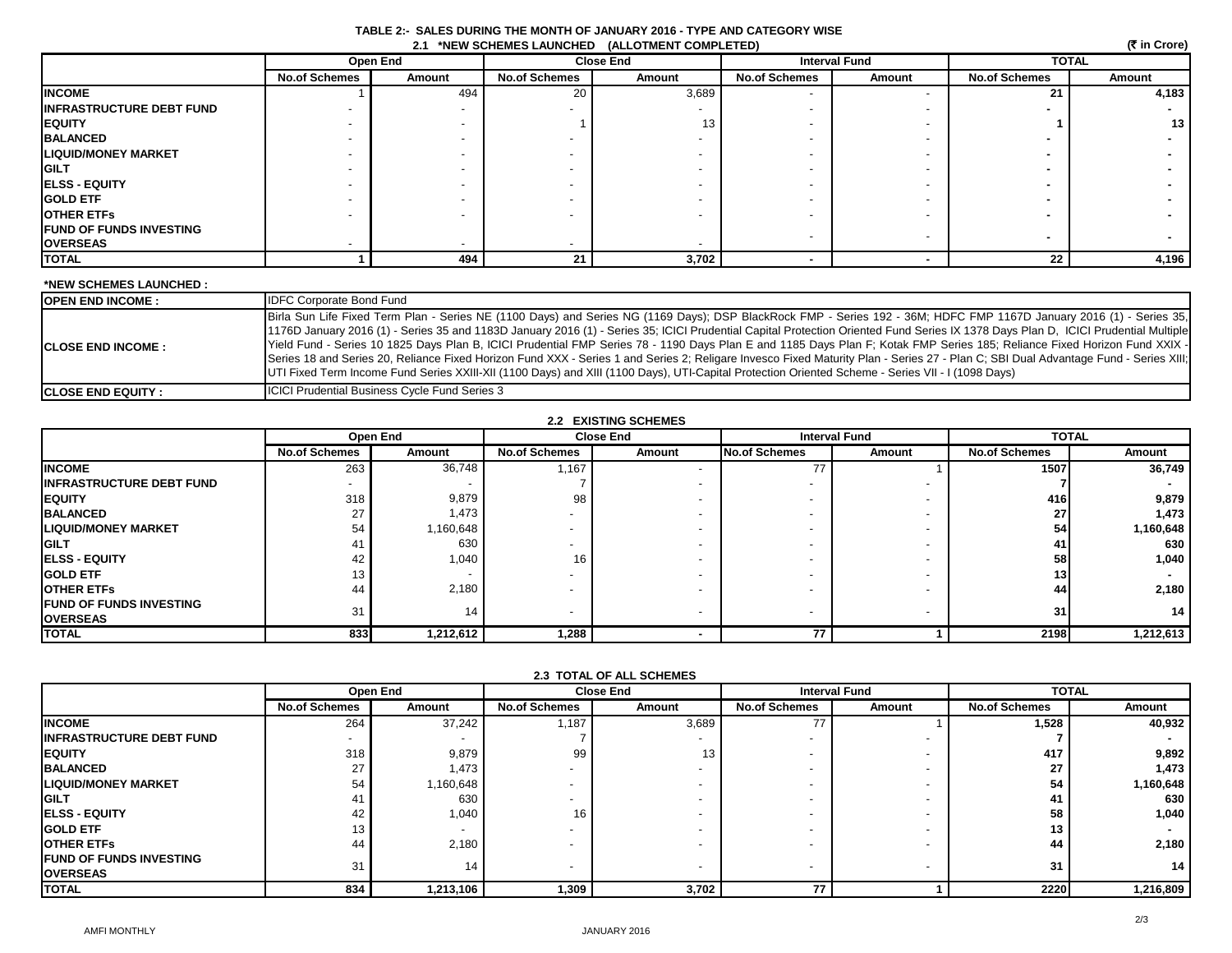## TABLE 2:- SALES DURING THE MONTH OF JANUARY 2016 - TYPE AND CATEGORY WISE

### 2.1 *NEW SCHEMES LAUNCHED (ALLOTMENT COMPLETED)

(₹ in Crore)

| | Open End | | Close End | | Interval Fund | | TOTAL | |
|---|---|---|---|---|---|---|---|---|
| | No.of Schemes | Amount | No.of Schemes | Amount | No.of Schemes | Amount | No.of Schemes | Amount |
| **INCOME** | 1 | 494 | 20 | 3,689 | - | - | **21** | **4,183** |
| **INFRASTRUCTURE DEBT FUND** | - | - | - | - | - | - | **-** | **-** |
| **EQUITY** | - | - | 1 | 13 | - | - | **1** | **13** |
| **BALANCED** | - | - | - | - | - | - | **-** | **-** |
| **LIQUID/MONEY MARKET** | - | - | - | - | - | - | **-** | **-** |
| **GILT** | - | - | - | - | - | - | **-** | **-** |
| **ELSS - EQUITY** | - | - | - | - | - | - | **-** | **-** |
| **GOLD ETF** | - | - | - | - | - | - | **-** | **-** |
| **OTHER ETFs** | - | - | - | - | - | - | **-** | **-** |
| **FUND OF FUNDS INVESTING OVERSEAS** | - | - | - | - | - | - | **-** | **-** |
| **TOTAL** | **1** | **494** | **21** | **3,702** | **-** | **-** | **22** | **4,196** |

**\*NEW SCHEMES LAUNCHED :**

| | |
|---|---|
| **OPEN END INCOME :** | IDFC Corporate Bond Fund |
| **CLOSE END INCOME :** | Birla Sun Life Fixed Term Plan - Series NE (1100 Days) and Series NG (1169 Days); DSP BlackRock FMP - Series 192 - 36M; HDFC FMP 1167D January 2016 (1) - Series 35, 1176D January 2016 (1) - Series 35 and 1183D January 2016 (1) - Series 35; ICICI Prudential Capital Protection Oriented Fund Series IX 1378 Days Plan D, ICICI Prudential Multiple Yield Fund - Series 10 1825 Days Plan B, ICICI Prudential FMP Series 78 - 1190 Days Plan E and 1185 Days Plan F; Kotak FMP Series 185; Reliance Fixed Horizon Fund XXIX - Series 18 and Series 20, Reliance Fixed Horizon Fund XXX - Series 1 and Series 2; Religare Invesco Fixed Maturity Plan - Series 27 - Plan C; SBI Dual Advantage Fund - Series XIII; UTI Fixed Term Income Fund Series XXIII-XII (1100 Days) and XIII (1100 Days), UTI-Capital Protection Oriented Scheme - Series VII - I (1098 Days) |
| **CLOSE END EQUITY :** | ICICI Prudential Business Cycle Fund Series 3 |

### 2.2 EXISTING SCHEMES

| | Open End | | Close End | | Interval Fund | | TOTAL | |
|---|---|---|---|---|---|---|---|---|
| | No.of Schemes | Amount | No.of Schemes | Amount | No.of Schemes | Amount | No.of Schemes | Amount |
| **INCOME** | 263 | 36,748 | 1,167 | - | 77 | 1 | **1507** | **36,749** |
| **INFRASTRUCTURE DEBT FUND** | - | - | 7 | - | - | - | **7** | **-** |
| **EQUITY** | 318 | 9,879 | 98 | - | - | - | **416** | **9,879** |
| **BALANCED** | 27 | 1,473 | - | - | - | - | **27** | **1,473** |
| **LIQUID/MONEY MARKET** | 54 | 1,160,648 | - | - | - | - | **54** | **1,160,648** |
| **GILT** | 41 | 630 | - | - | - | - | **41** | **630** |
| **ELSS - EQUITY** | 42 | 1,040 | 16 | - | - | - | **58** | **1,040** |
| **GOLD ETF** | 13 | - | - | - | - | - | **13** | **-** |
| **OTHER ETFs** | 44 | 2,180 | - | - | - | - | **44** | **2,180** |
| **FUND OF FUNDS INVESTING OVERSEAS** | 31 | 14 | - | - | - | - | **31** | **14** |
| **TOTAL** | **833** | **1,212,612** | **1,288** | **-** | **77** | **1** | **2198** | **1,212,613** |

### 2.3 TOTAL OF ALL SCHEMES

| | Open End | | Close End | | Interval Fund | | TOTAL | |
|---|---|---|---|---|---|---|---|---|
| | No.of Schemes | Amount | No.of Schemes | Amount | No.of Schemes | Amount | No.of Schemes | Amount |
| **INCOME** | 264 | 37,242 | 1,187 | 3,689 | 77 | 1 | **1,528** | **40,932** |
| **INFRASTRUCTURE DEBT FUND** | - | - | 7 | - | - | - | **7** | **-** |
| **EQUITY** | 318 | 9,879 | 99 | 13 | - | - | **417** | **9,892** |
| **BALANCED** | 27 | 1,473 | - | - | - | - | **27** | **1,473** |
| **LIQUID/MONEY MARKET** | 54 | 1,160,648 | - | - | - | - | **54** | **1,160,648** |
| **GILT** | 41 | 630 | - | - | - | - | **41** | **630** |
| **ELSS - EQUITY** | 42 | 1,040 | 16 | - | - | - | **58** | **1,040** |
| **GOLD ETF** | 13 | - | - | - | - | - | **13** | **-** |
| **OTHER ETFs** | 44 | 2,180 | - | - | - | - | **44** | **2,180** |
| **FUND OF FUNDS INVESTING OVERSEAS** | 31 | 14 | - | - | - | - | **31** | **14** |
| **TOTAL** | **834** | **1,213,106** | **1,309** | **3,702** | **77** | **1** | **2220** | **1,216,809** |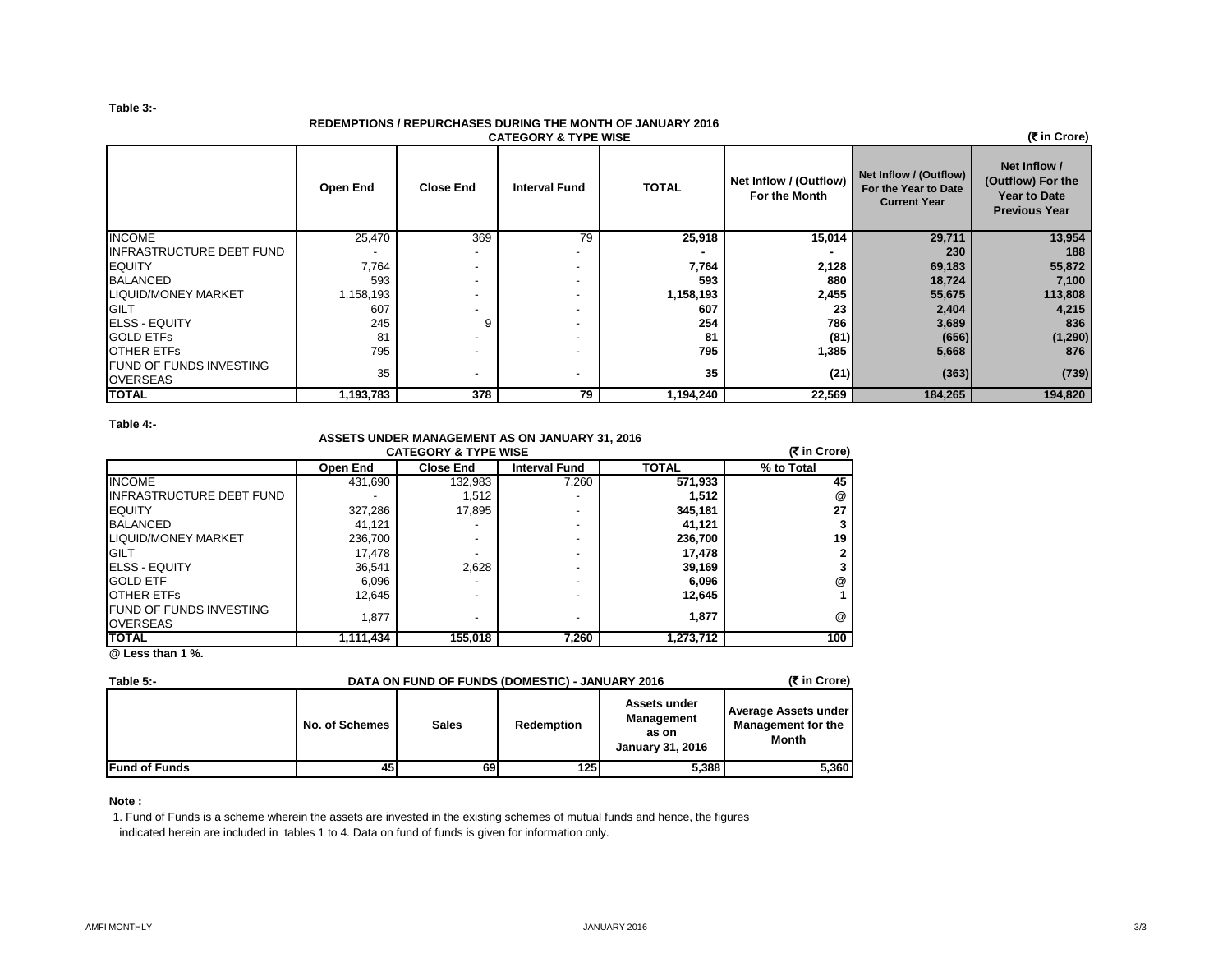Table 3:-

**REDEMPTIONS / REPURCHASES DURING THE MONTH OF JANUARY 2016**
**CATEGORY & TYPE WISE**

**(₹ in Crore)**

| | Open End | Close End | Interval Fund | TOTAL | Net Inflow / (Outflow) For the Month | Net Inflow / (Outflow) For the Year to Date Current Year | Net Inflow / (Outflow) For the Year to Date Previous Year |
|---|---|---|---|---|---|---|---|
| INCOME | 25,470 | 369 | 79 | 25,918 | 15,014 | 29,711 | 13,954 |
| INFRASTRUCTURE DEBT FUND | - | - | - | - | - | 230 | 188 |
| EQUITY | 7,764 | - | - | 7,764 | 2,128 | 69,183 | 55,872 |
| BALANCED | 593 | - | - | 593 | 880 | 18,724 | 7,100 |
| LIQUID/MONEY MARKET | 1,158,193 | - | - | 1,158,193 | 2,455 | 55,675 | 113,808 |
| GILT | 607 | - | - | 607 | 23 | 2,404 | 4,215 |
| ELSS - EQUITY | 245 | 9 | - | 254 | 786 | 3,689 | 836 |
| GOLD ETFs | 81 | - | - | 81 | (81) | (656) | (1,290) |
| OTHER ETFs | 795 | - | - | 795 | 1,385 | 5,668 | 876 |
| FUND OF FUNDS INVESTING OVERSEAS | 35 | - | - | 35 | (21) | (363) | (739) |
| **TOTAL** | **1,193,783** | **378** | **79** | **1,194,240** | **22,569** | **184,265** | **194,820** |

Table 4:-

**ASSETS UNDER MANAGEMENT AS ON JANUARY 31, 2016**
**CATEGORY & TYPE WISE**

**(₹ in Crore)**

| | Open End | Close End | Interval Fund | TOTAL | % to Total |
|---|---|---|---|---|---|
| INCOME | 431,690 | 132,983 | 7,260 | 571,933 | 45 |
| INFRASTRUCTURE DEBT FUND | - | 1,512 | - | 1,512 | @ |
| EQUITY | 327,286 | 17,895 | - | 345,181 | 27 |
| BALANCED | 41,121 | - | - | 41,121 | 3 |
| LIQUID/MONEY MARKET | 236,700 | - | - | 236,700 | 19 |
| GILT | 17,478 | - | - | 17,478 | 2 |
| ELSS - EQUITY | 36,541 | 2,628 | - | 39,169 | 3 |
| GOLD ETF | 6,096 | - | - | 6,096 | @ |
| OTHER ETFs | 12,645 | - | - | 12,645 | 1 |
| FUND OF FUNDS INVESTING OVERSEAS | 1,877 | - | - | 1,877 | @ |
| **TOTAL** | **1,111,434** | **155,018** | **7,260** | **1,273,712** | **100** |

**@ Less than 1 %.**

Table 5:-

**DATA ON FUND OF FUNDS (DOMESTIC) - JANUARY 2016**

**(₹ in Crore)**

| | No. of Schemes | Sales | Redemption | Assets under Management as on January 31, 2016 | Average Assets under Management for the Month |
|---|---|---|---|---|---|
| **Fund of Funds** | 45 | 69 | 125 | 5,388 | 5,360 |

**Note :**

1. Fund of Funds is a scheme wherein the assets are invested in the existing schemes of mutual funds and hence, the figures indicated herein are included in tables 1 to 4. Data on fund of funds is given for information only.